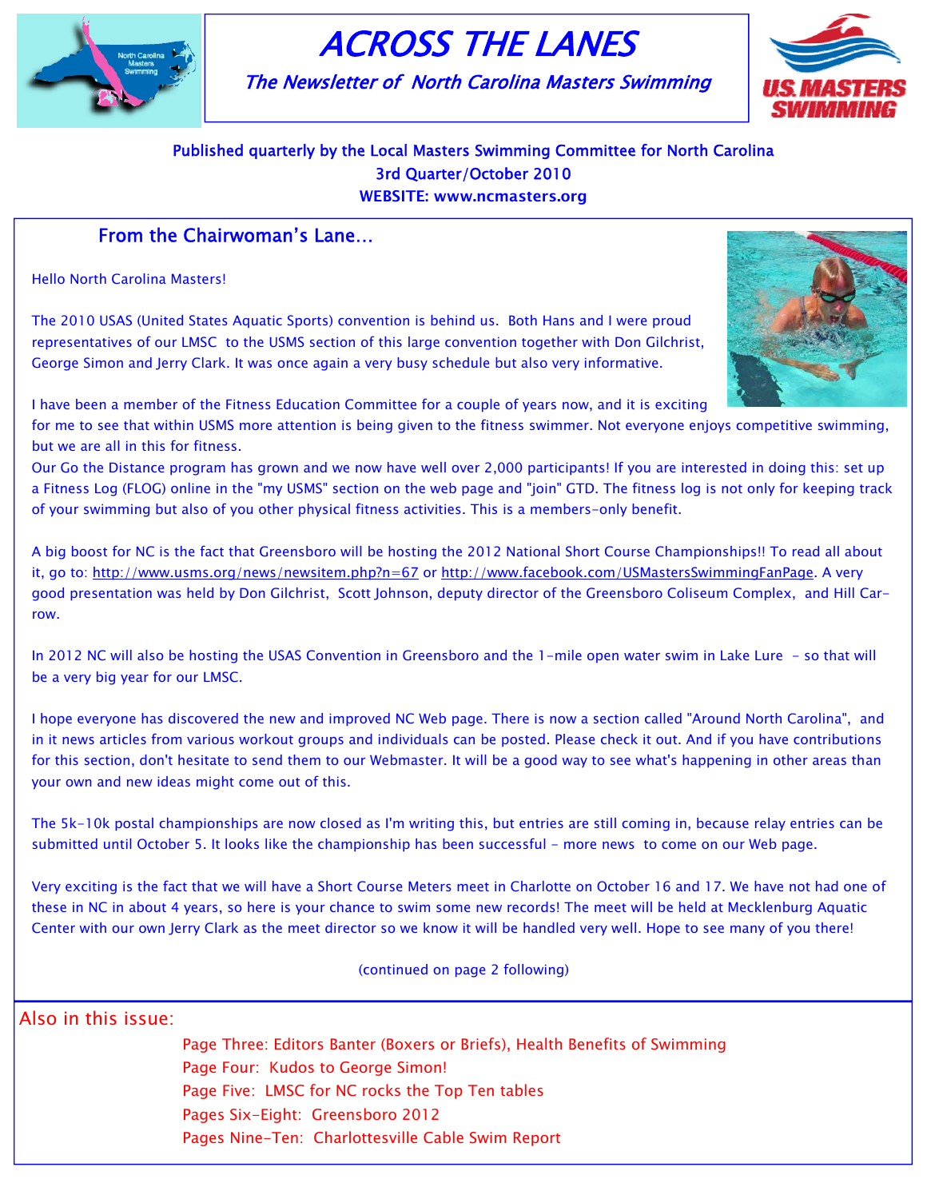# ACROSS THE LANES

*The Newsletter of North Carolina Masters Swimming*

**Published quarterly by the Local Masters Swimming Committee for North Carolina**
**3rd Quarter/October 2010**
**WEBSITE: www.ncmasters.org**

## From the Chairwoman's Lane...

Hello North Carolina Masters!

The 2010 USAS (United States Aquatic Sports) convention is behind us. Both Hans and I were proud representatives of our LMSC to the USMS section of this large convention together with Don Gilchrist, George Simon and Jerry Clark. It was once again a very busy schedule but also very informative.

I have been a member of the Fitness Education Committee for a couple of years now, and it is exciting for me to see that within USMS more attention is being given to the fitness swimmer. Not everyone enjoys competitive swimming, but we are all in this for fitness.

Our Go the Distance program has grown and we now have well over 2,000 participants! If you are interested in doing this: set up a Fitness Log (FLOG) online in the "my USMS" section on the web page and "join" GTD. The fitness log is not only for keeping track of your swimming but also of you other physical fitness activities. This is a members-only benefit.

A big boost for NC is the fact that Greensboro will be hosting the 2012 National Short Course Championships!! To read all about it, go to: http://www.usms.org/news/newsitem.php?n=67 or http://www.facebook.com/USMastersSwimmingFanPage. A very good presentation was held by Don Gilchrist, Scott Johnson, deputy director of the Greensboro Coliseum Complex, and Hill Carrow.

In 2012 NC will also be hosting the USAS Convention in Greensboro and the 1-mile open water swim in Lake Lure - so that will be a very big year for our LMSC.

I hope everyone has discovered the new and improved NC Web page. There is now a section called "Around North Carolina", and in it news articles from various workout groups and individuals can be posted. Please check it out. And if you have contributions for this section, don't hesitate to send them to our Webmaster. It will be a good way to see what's happening in other areas than your own and new ideas might come out of this.

The 5k-10k postal championships are now closed as I'm writing this, but entries are still coming in, because relay entries can be submitted until October 5. It looks like the championship has been successful - more news to come on our Web page.

Very exciting is the fact that we will have a Short Course Meters meet in Charlotte on October 16 and 17. We have not had one of these in NC in about 4 years, so here is your chance to swim some new records! The meet will be held at Mecklenburg Aquatic Center with our own Jerry Clark as the meet director so we know it will be handled very well. Hope to see many of you there!

(continued on page 2 following)

## Also in this issue:

- Page Three: Editors Banter (Boxers or Briefs), Health Benefits of Swimming
- Page Four: Kudos to George Simon!
- Page Five: LMSC for NC rocks the Top Ten tables
- Pages Six-Eight: Greensboro 2012
- Pages Nine-Ten: Charlottesville Cable Swim Report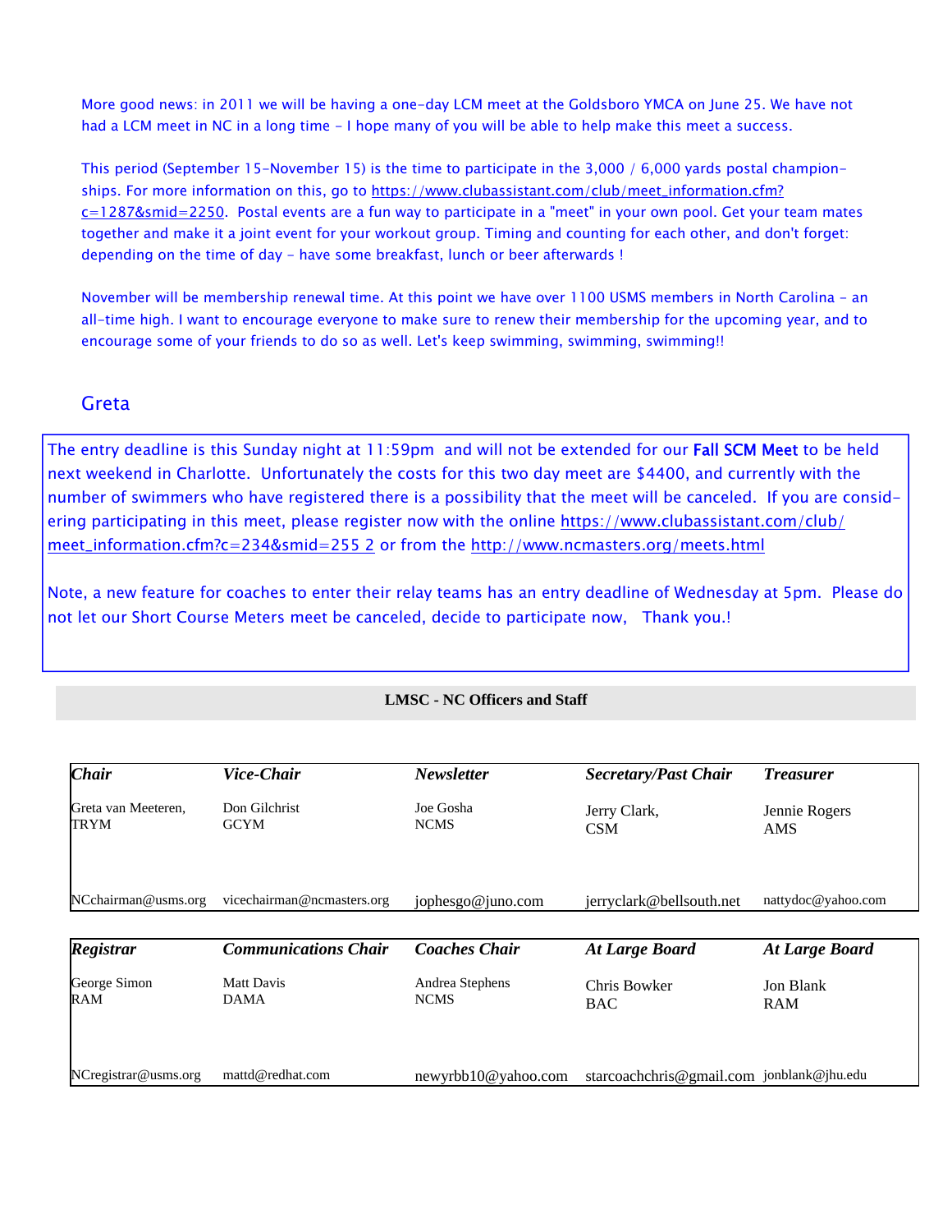More good news: in 2011 we will be having a one-day LCM meet at the Goldsboro YMCA on June 25. We have not had a LCM meet in NC in a long time - I hope many of you will be able to help make this meet a success.

This period (September 15-November 15) is the time to participate in the 3,000 / 6,000 yards postal championships. For more information on this, go to https://www.clubassistant.com/club/meet_information.cfm?c=1287&smid=2250. Postal events are a fun way to participate in a "meet" in your own pool. Get your team mates together and make it a joint event for your workout group. Timing and counting for each other, and don't forget: depending on the time of day - have some breakfast, lunch or beer afterwards !

November will be membership renewal time. At this point we have over 1100 USMS members in North Carolina - an all-time high. I want to encourage everyone to make sure to renew their membership for the upcoming year, and to encourage some of your friends to do so as well. Let's keep swimming, swimming, swimming!!

Greta

The entry deadline is this Sunday night at 11:59pm and will not be extended for our **Fall SCM Meet** to be held next weekend in Charlotte. Unfortunately the costs for this two day meet are $4400, and currently with the number of swimmers who have registered there is a possibility that the meet will be canceled. If you are considering participating in this meet, please register now with the online https://www.clubassistant.com/club/meet_information.cfm?c=234&smid=255 2 or from the http://www.ncmasters.org/meets.html

Note, a new feature for coaches to enter their relay teams has an entry deadline of Wednesday at 5pm. Please do not let our Short Course Meters meet be canceled, decide to participate now, Thank you.!

## LMSC - NC Officers and Staff

| ***Chair*** | ***Vice-Chair*** | ***Newsletter*** | ***Secretary/Past Chair*** | ***Treasurer*** |
|---|---|---|---|---|
| Greta van Meeteren, TRYM | Don Gilchrist GCYM | Joe Gosha NCMS | Jerry Clark, CSM | Jennie Rogers AMS |
| NCchairman@usms.org | vicechairman@ncmasters.org | jophesgo@juno.com | jerryclark@bellsouth.net | nattydoc@yahoo.com |

| ***Registrar*** | ***Communications Chair*** | ***Coaches Chair*** | ***At Large Board*** | ***At Large Board*** |
|---|---|---|---|---|
| George Simon RAM | Matt Davis DAMA | Andrea Stephens NCMS | Chris Bowker BAC | Jon Blank RAM |
| NCregistrar@usms.org | mattd@redhat.com | newyrbb10@yahoo.com | starcoachchris@gmail.com | jonblank@jhu.edu |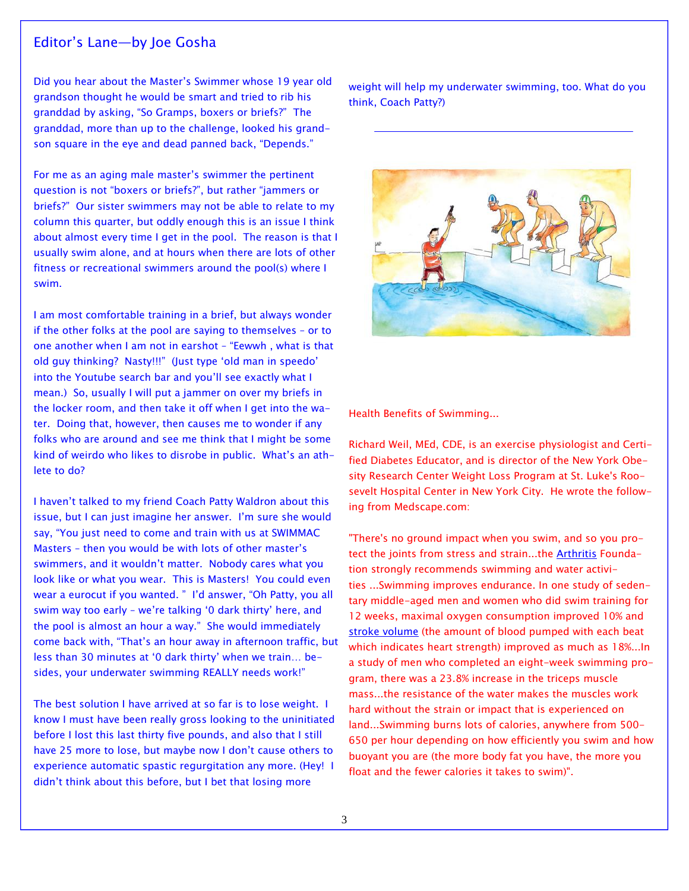## Editor's Lane—by Joe Gosha

Did you hear about the Master's Swimmer whose 19 year old grandson thought he would be smart and tried to rib his granddad by asking, "So Gramps, boxers or briefs?" The granddad, more than up to the challenge, looked his grandson square in the eye and dead panned back, "Depends."

For me as an aging male master's swimmer the pertinent question is not "boxers or briefs?", but rather "jammers or briefs?" Our sister swimmers may not be able to relate to my column this quarter, but oddly enough this is an issue I think about almost every time I get in the pool. The reason is that I usually swim alone, and at hours when there are lots of other fitness or recreational swimmers around the pool(s) where I swim.

I am most comfortable training in a brief, but always wonder if the other folks at the pool are saying to themselves – or to one another when I am not in earshot – "Eewwh , what is that old guy thinking? Nasty!!!" (Just type 'old man in speedo' into the Youtube search bar and you'll see exactly what I mean.) So, usually I will put a jammer on over my briefs in the locker room, and then take it off when I get into the water. Doing that, however, then causes me to wonder if any folks who are around and see me think that I might be some kind of weirdo who likes to disrobe in public. What's an athlete to do?

I haven't talked to my friend Coach Patty Waldron about this issue, but I can just imagine her answer. I'm sure she would say, "You just need to come and train with us at SWIMMAC Masters – then you would be with lots of other master's swimmers, and it wouldn't matter. Nobody cares what you look like or what you wear. This is Masters! You could even wear a eurocut if you wanted. " I'd answer, "Oh Patty, you all swim way too early – we're talking '0 dark thirty' here, and the pool is almost an hour a way." She would immediately come back with, "That's an hour away in afternoon traffic, but less than 30 minutes at '0 dark thirty' when we train… besides, your underwater swimming REALLY needs work!"

The best solution I have arrived at so far is to lose weight. I know I must have been really gross looking to the uninitiated before I lost this last thirty five pounds, and also that I still have 25 more to lose, but maybe now I don't cause others to experience automatic spastic regurgitation any more. (Hey! I didn't think about this before, but I bet that losing more weight will help my underwater swimming, too. What do you think, Coach Patty?)

---

Health Benefits of Swimming...

Richard Weil, MEd, CDE, is an exercise physiologist and Certified Diabetes Educator, and is director of the New York Obesity Research Center Weight Loss Program at St. Luke's Roosevelt Hospital Center in New York City. He wrote the following from Medscape.com:

"There's no ground impact when you swim, and so you protect the joints from stress and strain...the Arthritis Foundation strongly recommends swimming and water activities ...Swimming improves endurance. In one study of sedentary middle-aged men and women who did swim training for 12 weeks, maximal oxygen consumption improved 10% and stroke volume (the amount of blood pumped with each beat which indicates heart strength) improved as much as 18%...In a study of men who completed an eight-week swimming program, there was a 23.8% increase in the triceps muscle mass...the resistance of the water makes the muscles work hard without the strain or impact that is experienced on land...Swimming burns lots of calories, anywhere from 500-650 per hour depending on how efficiently you swim and how buoyant you are (the more body fat you have, the more you float and the fewer calories it takes to swim)".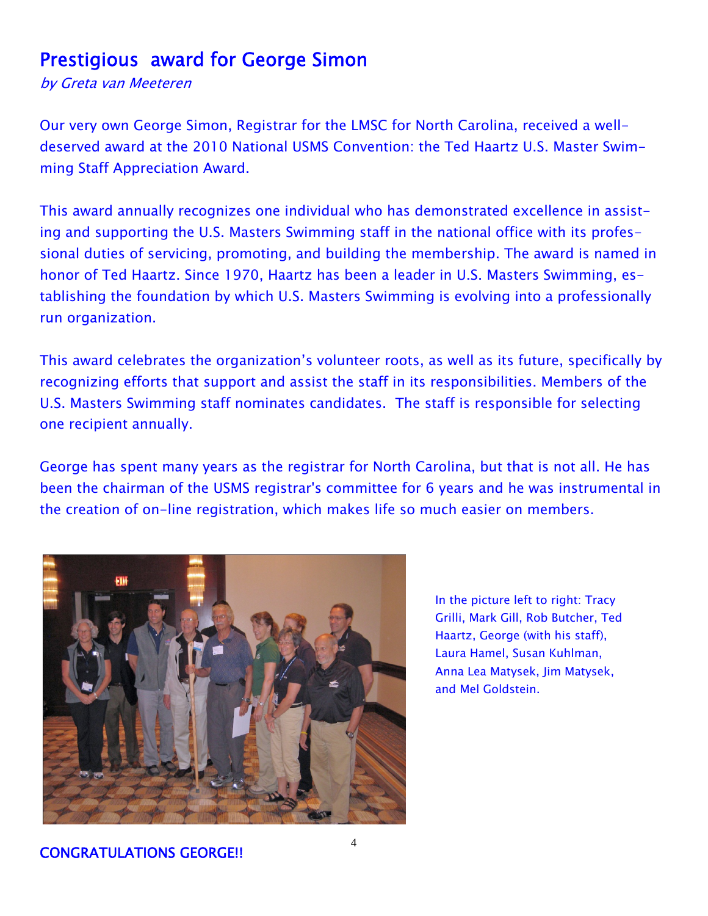# Prestigious award for George Simon

*by Greta van Meeteren*

Our very own George Simon, Registrar for the LMSC for North Carolina, received a well-deserved award at the 2010 National USMS Convention: the Ted Haartz U.S. Master Swimming Staff Appreciation Award.

This award annually recognizes one individual who has demonstrated excellence in assisting and supporting the U.S. Masters Swimming staff in the national office with its professional duties of servicing, promoting, and building the membership. The award is named in honor of Ted Haartz. Since 1970, Haartz has been a leader in U.S. Masters Swimming, establishing the foundation by which U.S. Masters Swimming is evolving into a professionally run organization.

This award celebrates the organization's volunteer roots, as well as its future, specifically by recognizing efforts that support and assist the staff in its responsibilities. Members of the U.S. Masters Swimming staff nominates candidates. The staff is responsible for selecting one recipient annually.

George has spent many years as the registrar for North Carolina, but that is not all. He has been the chairman of the USMS registrar's committee for 6 years and he was instrumental in the creation of on-line registration, which makes life so much easier on members.

In the picture left to right: Tracy Grilli, Mark Gill, Rob Butcher, Ted Haartz, George (with his staff), Laura Hamel, Susan Kuhlman, Anna Lea Matysek, Jim Matysek, and Mel Goldstein.

**CONGRATULATIONS GEORGE!!**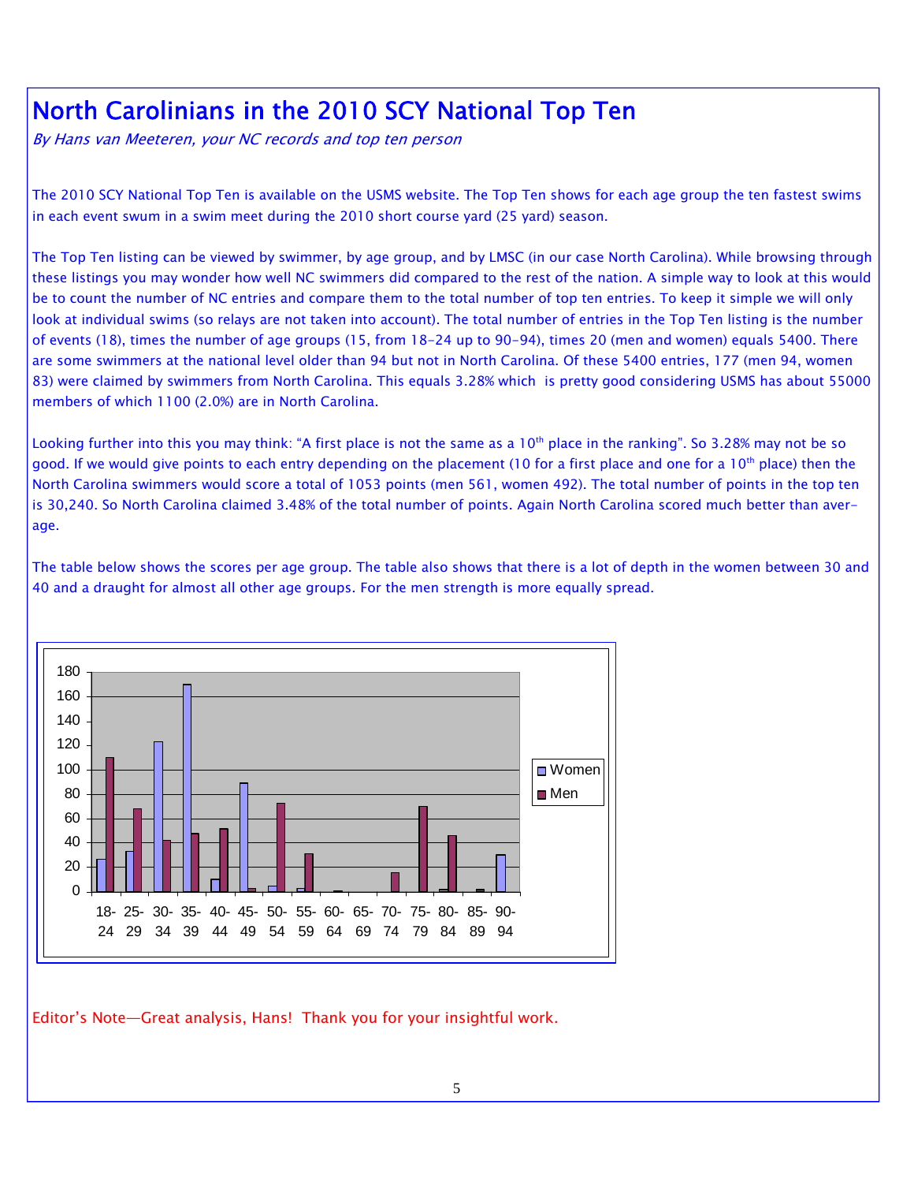# North Carolinians in the 2010 SCY National Top Ten

*By Hans van Meeteren, your NC records and top ten person*

The 2010 SCY National Top Ten is available on the USMS website. The Top Ten shows for each age group the ten fastest swims in each event swum in a swim meet during the 2010 short course yard (25 yard) season.

The Top Ten listing can be viewed by swimmer, by age group, and by LMSC (in our case North Carolina). While browsing through these listings you may wonder how well NC swimmers did compared to the rest of the nation. A simple way to look at this would be to count the number of NC entries and compare them to the total number of top ten entries. To keep it simple we will only look at individual swims (so relays are not taken into account). The total number of entries in the Top Ten listing is the number of events (18), times the number of age groups (15, from 18-24 up to 90-94), times 20 (men and women) equals 5400. There are some swimmers at the national level older than 94 but not in North Carolina. Of these 5400 entries, 177 (men 94, women 83) were claimed by swimmers from North Carolina. This equals 3.28% which is pretty good considering USMS has about 55000 members of which 1100 (2.0%) are in North Carolina.

Looking further into this you may think: "A first place is not the same as a 10th place in the ranking". So 3.28% may not be so good. If we would give points to each entry depending on the placement (10 for a first place and one for a 10th place) then the North Carolina swimmers would score a total of 1053 points (men 561, women 492). The total number of points in the top ten is 30,240. So North Carolina claimed 3.48% of the total number of points. Again North Carolina scored much better than average.

The table below shows the scores per age group. The table also shows that there is a lot of depth in the women between 30 and 40 and a draught for almost all other age groups. For the men strength is more equally spread.

| Age group | Women | Men |
|---|---|---|
| 18-24 | 26 | 110 |
| 25-29 | 33 | 68 |
| 30-34 | 123 | 42 |
| 35-39 | 170 | 47 |
| 40-44 | 10 | 51 |
| 45-49 | 89 | 2 |
| 50-54 | 4 | 72 |
| 55-59 | 2 | 31 |
| 60-64 | 0 | 1 |
| 65-69 | 0 | 0 |
| 70-74 | 0 | 15 |
| 75-79 | 0 | 70 |
| 80-84 | 1 | 46 |
| 85-89 | 0 | 1 |
| 90-94 | 30 | 0 |

Editor's Note—Great analysis, Hans! Thank you for your insightful work.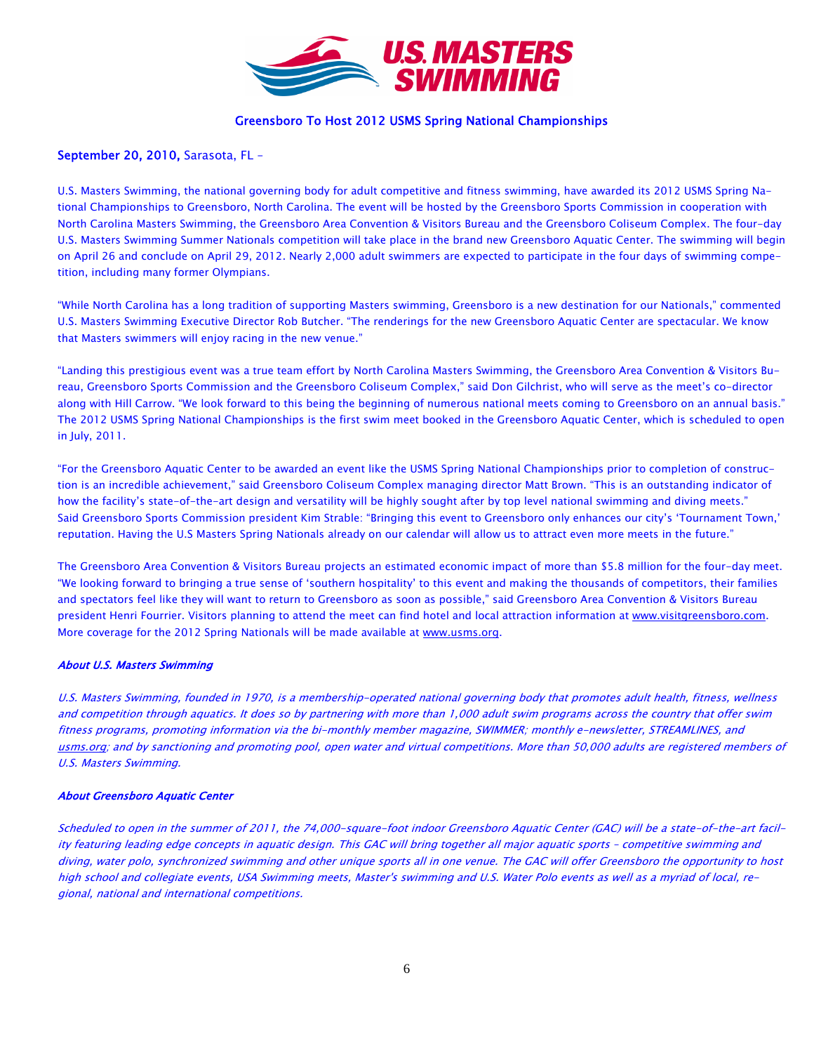# Greensboro To Host 2012 USMS Spring National Championships

**September 20, 2010,** Sarasota, FL –

U.S. Masters Swimming, the national governing body for adult competitive and fitness swimming, have awarded its 2012 USMS Spring National Championships to Greensboro, North Carolina. The event will be hosted by the Greensboro Sports Commission in cooperation with North Carolina Masters Swimming, the Greensboro Area Convention & Visitors Bureau and the Greensboro Coliseum Complex. The four-day U.S. Masters Swimming Summer Nationals competition will take place in the brand new Greensboro Aquatic Center. The swimming will begin on April 26 and conclude on April 29, 2012. Nearly 2,000 adult swimmers are expected to participate in the four days of swimming competition, including many former Olympians.

"While North Carolina has a long tradition of supporting Masters swimming, Greensboro is a new destination for our Nationals," commented U.S. Masters Swimming Executive Director Rob Butcher. "The renderings for the new Greensboro Aquatic Center are spectacular. We know that Masters swimmers will enjoy racing in the new venue."

"Landing this prestigious event was a true team effort by North Carolina Masters Swimming, the Greensboro Area Convention & Visitors Bureau, Greensboro Sports Commission and the Greensboro Coliseum Complex," said Don Gilchrist, who will serve as the meet's co-director along with Hill Carrow. "We look forward to this being the beginning of numerous national meets coming to Greensboro on an annual basis." The 2012 USMS Spring National Championships is the first swim meet booked in the Greensboro Aquatic Center, which is scheduled to open in July, 2011.

"For the Greensboro Aquatic Center to be awarded an event like the USMS Spring National Championships prior to completion of construction is an incredible achievement," said Greensboro Coliseum Complex managing director Matt Brown. "This is an outstanding indicator of how the facility's state-of-the-art design and versatility will be highly sought after by top level national swimming and diving meets." Said Greensboro Sports Commission president Kim Strable: "Bringing this event to Greensboro only enhances our city's 'Tournament Town,' reputation. Having the U.S Masters Spring Nationals already on our calendar will allow us to attract even more meets in the future."

The Greensboro Area Convention & Visitors Bureau projects an estimated economic impact of more than $5.8 million for the four-day meet. "We looking forward to bringing a true sense of 'southern hospitality' to this event and making the thousands of competitors, their families and spectators feel like they will want to return to Greensboro as soon as possible," said Greensboro Area Convention & Visitors Bureau president Henri Fourrier. Visitors planning to attend the meet can find hotel and local attraction information at www.visitgreensboro.com. More coverage for the 2012 Spring Nationals will be made available at www.usms.org.

***About U.S. Masters Swimming***

*U.S. Masters Swimming, founded in 1970, is a membership-operated national governing body that promotes adult health, fitness, wellness and competition through aquatics. It does so by partnering with more than 1,000 adult swim programs across the country that offer swim fitness programs, promoting information via the bi-monthly member magazine, SWIMMER; monthly e-newsletter, STREAMLINES, and usms.org; and by sanctioning and promoting pool, open water and virtual competitions. More than 50,000 adults are registered members of U.S. Masters Swimming.*

***About Greensboro Aquatic Center***

*Scheduled to open in the summer of 2011, the 74,000-square-foot indoor Greensboro Aquatic Center (GAC) will be a state-of-the-art facility featuring leading edge concepts in aquatic design. This GAC will bring together all major aquatic sports – competitive swimming and diving, water polo, synchronized swimming and other unique sports all in one venue. The GAC will offer Greensboro the opportunity to host high school and collegiate events, USA Swimming meets, Master's swimming and U.S. Water Polo events as well as a myriad of local, regional, national and international competitions.*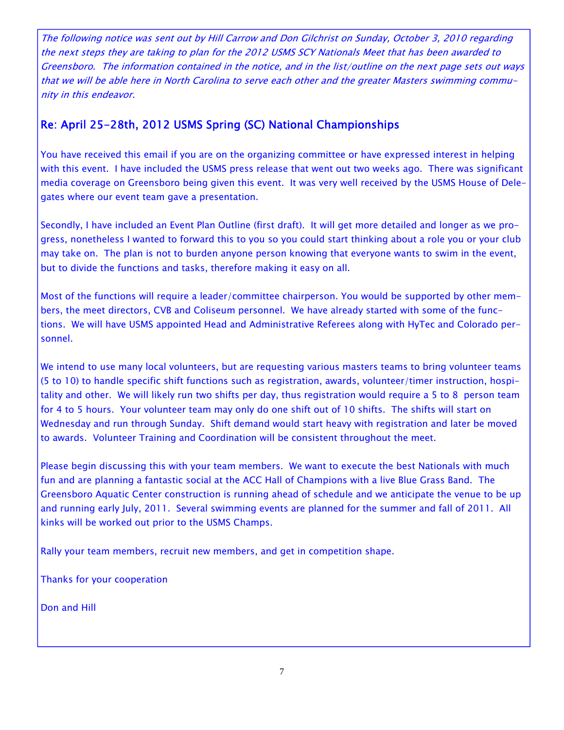*The following notice was sent out by Hill Carrow and Don Gilchrist on Sunday, October 3, 2010 regarding the next steps they are taking to plan for the 2012 USMS SCY Nationals Meet that has been awarded to Greensboro. The information contained in the notice, and in the list/outline on the next page sets out ways that we will be able here in North Carolina to serve each other and the greater Masters swimming community in this endeavor.*

## Re: April 25-28th, 2012 USMS Spring (SC) National Championships

You have received this email if you are on the organizing committee or have expressed interest in helping with this event. I have included the USMS press release that went out two weeks ago. There was significant media coverage on Greensboro being given this event. It was very well received by the USMS House of Delegates where our event team gave a presentation.

Secondly, I have included an Event Plan Outline (first draft). It will get more detailed and longer as we progress, nonetheless I wanted to forward this to you so you could start thinking about a role you or your club may take on. The plan is not to burden anyone person knowing that everyone wants to swim in the event, but to divide the functions and tasks, therefore making it easy on all.

Most of the functions will require a leader/committee chairperson. You would be supported by other members, the meet directors, CVB and Coliseum personnel. We have already started with some of the functions. We will have USMS appointed Head and Administrative Referees along with HyTec and Colorado personnel.

We intend to use many local volunteers, but are requesting various masters teams to bring volunteer teams (5 to 10) to handle specific shift functions such as registration, awards, volunteer/timer instruction, hospitality and other. We will likely run two shifts per day, thus registration would require a 5 to 8 person team for 4 to 5 hours. Your volunteer team may only do one shift out of 10 shifts. The shifts will start on Wednesday and run through Sunday. Shift demand would start heavy with registration and later be moved to awards. Volunteer Training and Coordination will be consistent throughout the meet.

Please begin discussing this with your team members. We want to execute the best Nationals with much fun and are planning a fantastic social at the ACC Hall of Champions with a live Blue Grass Band. The Greensboro Aquatic Center construction is running ahead of schedule and we anticipate the venue to be up and running early July, 2011. Several swimming events are planned for the summer and fall of 2011. All kinks will be worked out prior to the USMS Champs.

Rally your team members, recruit new members, and get in competition shape.

Thanks for your cooperation

Don and Hill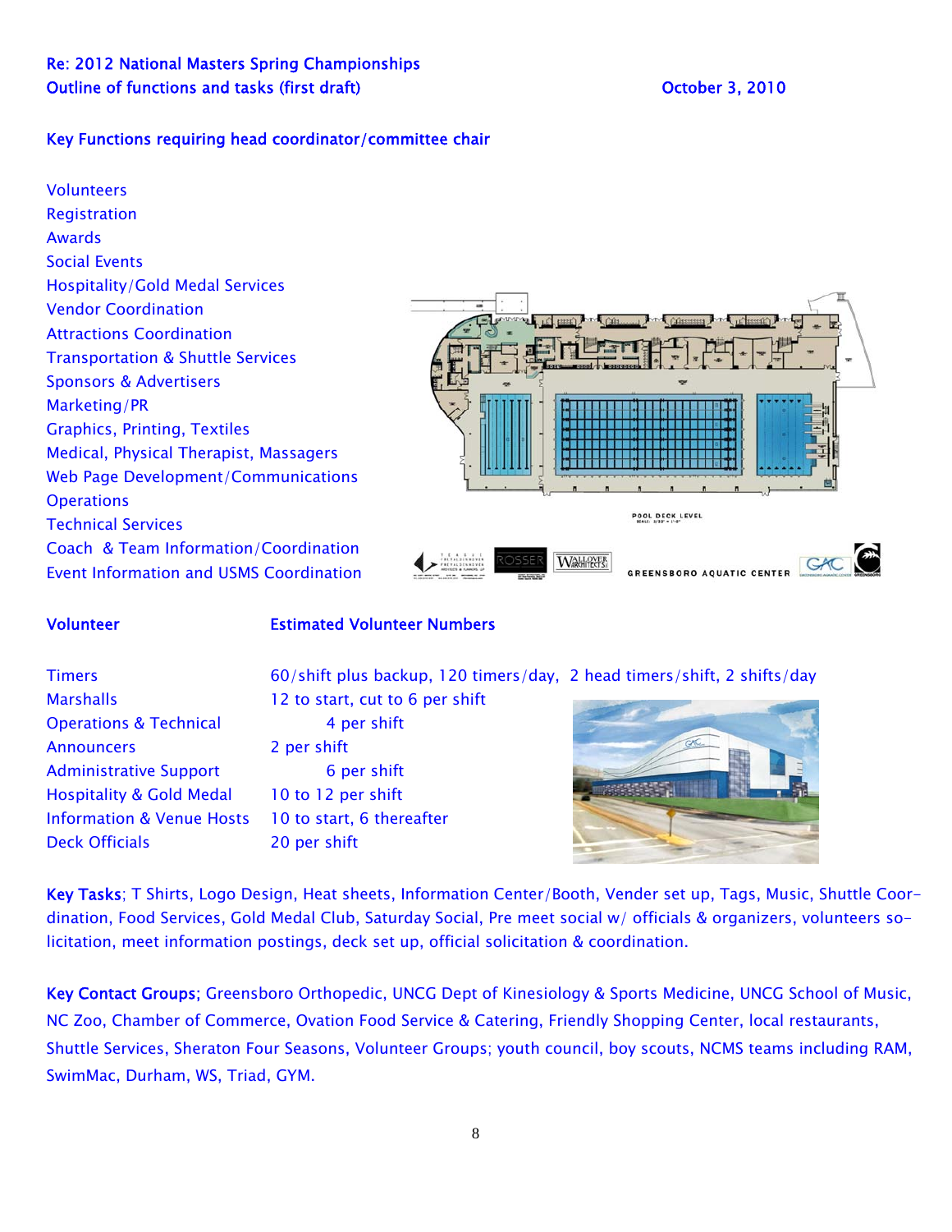Re: 2012 National Masters Spring Championships
Outline of functions and tasks (first draft)

October 3, 2010

## Key Functions requiring head coordinator/committee chair

- Volunteers
- Registration
- Awards
- Social Events
- Hospitality/Gold Medal Services
- Vendor Coordination
- Attractions Coordination
- Transportation & Shuttle Services
- Sponsors & Advertisers
- Marketing/PR
- Graphics, Printing, Textiles
- Medical, Physical Therapist, Massagers
- Web Page Development/Communications
- Operations
- Technical Services
- Coach & Team Information/Coordination
- Event Information and USMS Coordination

| Volunteer | Estimated Volunteer Numbers |
| --- | --- |
| Timers | 60/shift plus backup, 120 timers/day, 2 head timers/shift, 2 shifts/day |
| Marshalls | 12 to start, cut to 6 per shift |
| Operations & Technical | 4 per shift |
| Announcers | 2 per shift |
| Administrative Support | 6 per shift |
| Hospitality & Gold Medal | 10 to 12 per shift |
| Information & Venue Hosts | 10 to start, 6 thereafter |
| Deck Officials | 20 per shift |

**Key Tasks**; T Shirts, Logo Design, Heat sheets, Information Center/Booth, Vender set up, Tags, Music, Shuttle Coordination, Food Services, Gold Medal Club, Saturday Social, Pre meet social w/ officials & organizers, volunteers solicitation, meet information postings, deck set up, official solicitation & coordination.

**Key Contact Groups**; Greensboro Orthopedic, UNCG Dept of Kinesiology & Sports Medicine, UNCG School of Music, NC Zoo, Chamber of Commerce, Ovation Food Service & Catering, Friendly Shopping Center, local restaurants, Shuttle Services, Sheraton Four Seasons, Volunteer Groups; youth council, boy scouts, NCMS teams including RAM, SwimMac, Durham, WS, Triad, GYM.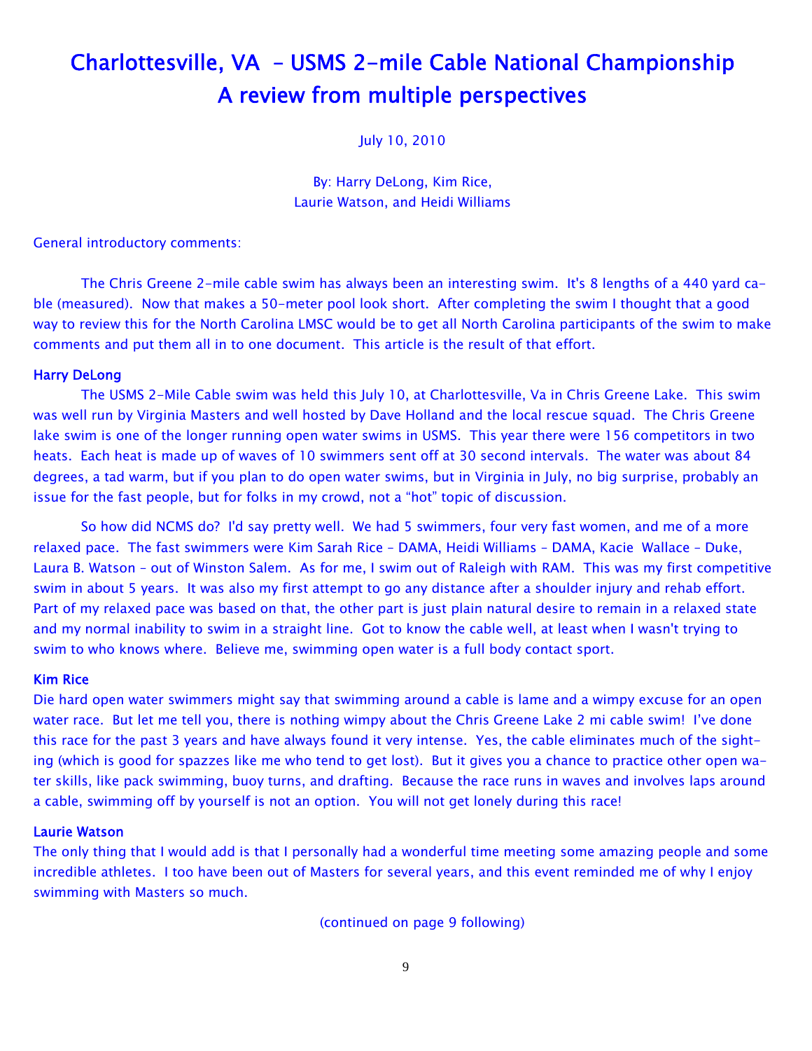# Charlottesville, VA – USMS 2-mile Cable National Championship
# A review from multiple perspectives

July 10, 2010

By: Harry DeLong, Kim Rice,
Laurie Watson, and Heidi Williams

General introductory comments:

The Chris Greene 2-mile cable swim has always been an interesting swim. It's 8 lengths of a 440 yard cable (measured). Now that makes a 50-meter pool look short. After completing the swim I thought that a good way to review this for the North Carolina LMSC would be to get all North Carolina participants of the swim to make comments and put them all in to one document. This article is the result of that effort.

### Harry DeLong

The USMS 2-Mile Cable swim was held this July 10, at Charlottesville, Va in Chris Greene Lake. This swim was well run by Virginia Masters and well hosted by Dave Holland and the local rescue squad. The Chris Greene lake swim is one of the longer running open water swims in USMS. This year there were 156 competitors in two heats. Each heat is made up of waves of 10 swimmers sent off at 30 second intervals. The water was about 84 degrees, a tad warm, but if you plan to do open water swims, but in Virginia in July, no big surprise, probably an issue for the fast people, but for folks in my crowd, not a "hot" topic of discussion.

So how did NCMS do? I'd say pretty well. We had 5 swimmers, four very fast women, and me of a more relaxed pace. The fast swimmers were Kim Sarah Rice – DAMA, Heidi Williams – DAMA, Kacie Wallace – Duke, Laura B. Watson – out of Winston Salem. As for me, I swim out of Raleigh with RAM. This was my first competitive swim in about 5 years. It was also my first attempt to go any distance after a shoulder injury and rehab effort. Part of my relaxed pace was based on that, the other part is just plain natural desire to remain in a relaxed state and my normal inability to swim in a straight line. Got to know the cable well, at least when I wasn't trying to swim to who knows where. Believe me, swimming open water is a full body contact sport.

### Kim Rice

Die hard open water swimmers might say that swimming around a cable is lame and a wimpy excuse for an open water race. But let me tell you, there is nothing wimpy about the Chris Greene Lake 2 mi cable swim! I've done this race for the past 3 years and have always found it very intense. Yes, the cable eliminates much of the sighting (which is good for spazzes like me who tend to get lost). But it gives you a chance to practice other open water skills, like pack swimming, buoy turns, and drafting. Because the race runs in waves and involves laps around a cable, swimming off by yourself is not an option. You will not get lonely during this race!

### Laurie Watson

The only thing that I would add is that I personally had a wonderful time meeting some amazing people and some incredible athletes. I too have been out of Masters for several years, and this event reminded me of why I enjoy swimming with Masters so much.

(continued on page 9 following)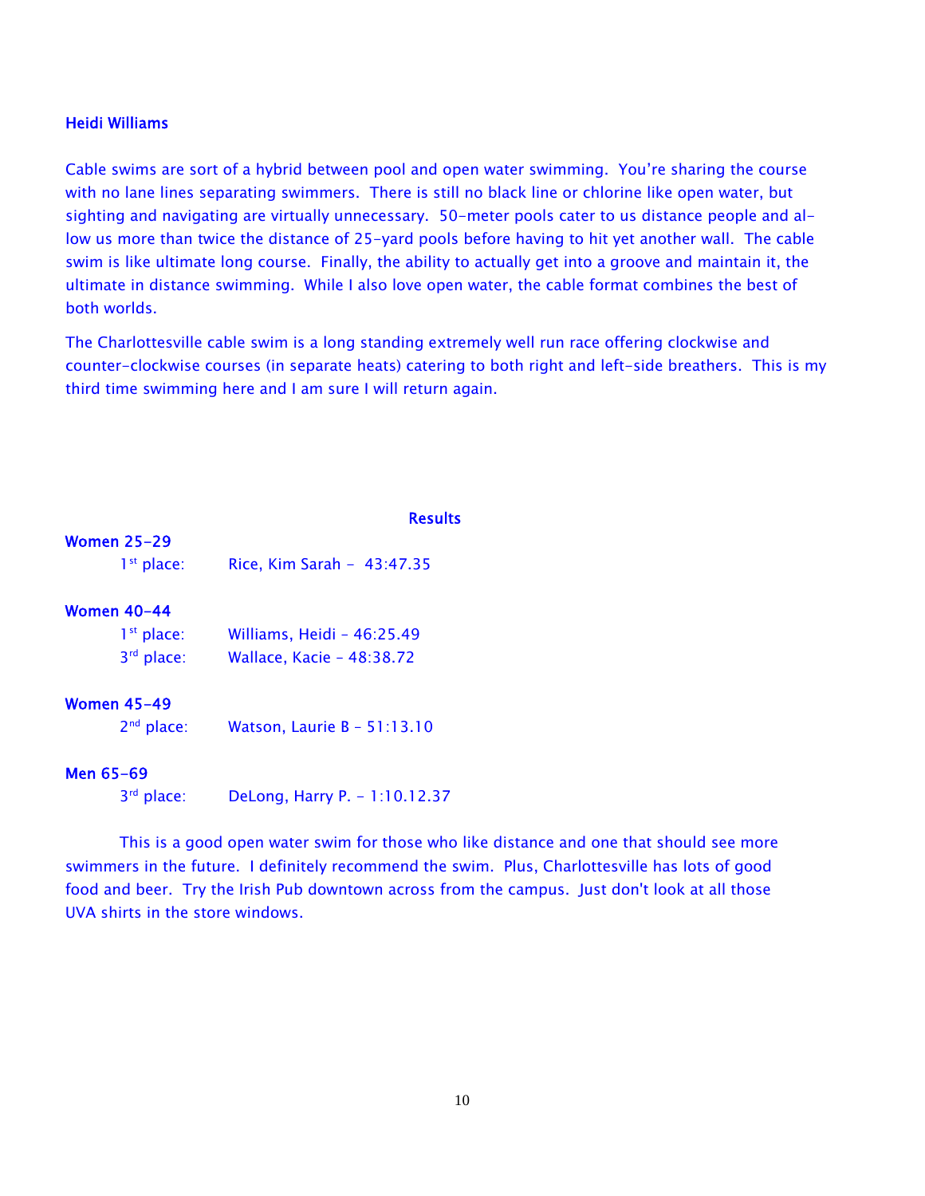**Heidi Williams**

Cable swims are sort of a hybrid between pool and open water swimming. You're sharing the course with no lane lines separating swimmers. There is still no black line or chlorine like open water, but sighting and navigating are virtually unnecessary. 50-meter pools cater to us distance people and allow us more than twice the distance of 25-yard pools before having to hit yet another wall. The cable swim is like ultimate long course. Finally, the ability to actually get into a groove and maintain it, the ultimate in distance swimming. While I also love open water, the cable format combines the best of both worlds.

The Charlottesville cable swim is a long standing extremely well run race offering clockwise and counter-clockwise courses (in separate heats) catering to both right and left-side breathers. This is my third time swimming here and I am sure I will return again.

## Results

**Women 25-29**

1st place: Rice, Kim Sarah - 43:47.35

**Women 40-44**

1st place: Williams, Heidi - 46:25.49

3rd place: Wallace, Kacie - 48:38.72

**Women 45-49**

2nd place: Watson, Laurie B - 51:13.10

**Men 65-69**

3rd place: DeLong, Harry P. - 1:10.12.37

This is a good open water swim for those who like distance and one that should see more swimmers in the future. I definitely recommend the swim. Plus, Charlottesville has lots of good food and beer. Try the Irish Pub downtown across from the campus. Just don't look at all those UVA shirts in the store windows.